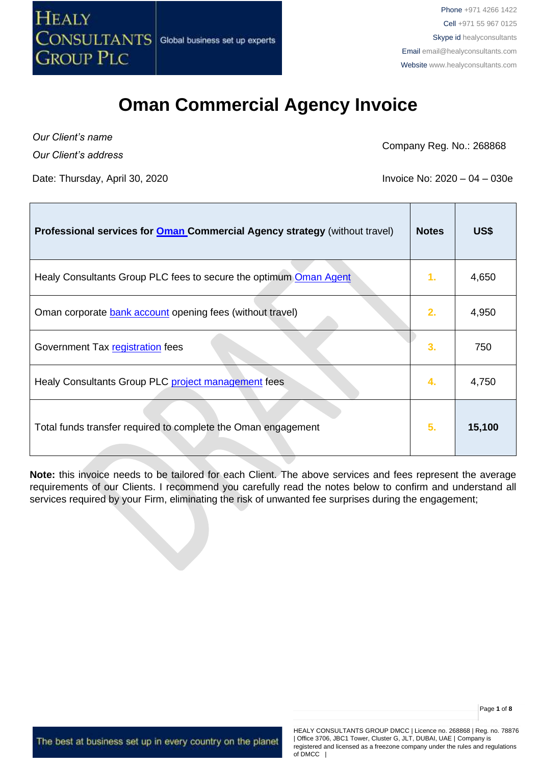HEALY CONSULTANTS GROUP PLC — Global business set up experts

Phone +971 4266 1422
Cell +971 55 967 0125
Skype id healyconsultants
Email email@healyconsultants.com
Website www.healyconsultants.com

# Oman Commercial Agency Invoice

*Our Client's name*
*Our Client's address*

Company Reg. No.: 268868

Date: Thursday, April 30, 2020

Invoice No: 2020 – 04 – 030e

| **Professional services for Oman Commercial Agency strategy** (without travel) | **Notes** | **US$** |
|---|---|---|
| Healy Consultants Group PLC fees to secure the optimum Oman Agent | 1. | 4,650 |
| Oman corporate bank account opening fees (without travel) | 2. | 4,950 |
| Government Tax registration fees | 3. | 750 |
| Healy Consultants Group PLC project management fees | 4. | 4,750 |
| Total funds transfer required to complete the Oman engagement | 5. | **15,100** |

**Note:** this invoice needs to be tailored for each Client. The above services and fees represent the average requirements of our Clients. I recommend you carefully read the notes below to confirm and understand all services required by your Firm, eliminating the risk of unwanted fee surprises during the engagement;

The best at business set up in every country on the planet

HEALY CONSULTANTS GROUP DMCC | Licence no. 268868 | Reg. no. 78876 | Office 3706, JBC1 Tower, Cluster G, JLT, DUBAI, UAE | Company is registered and licensed as a freezone company under the rules and regulations of DMCC |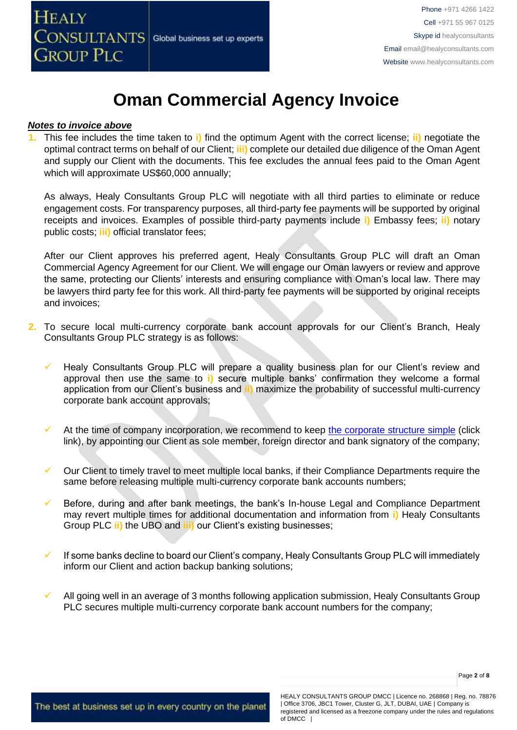# Oman Commercial Agency Invoice

***Notes to invoice above***

1. This fee includes the time taken to **i)** find the optimum Agent with the correct license; **ii)** negotiate the optimal contract terms on behalf of our Client; **iii)** complete our detailed due diligence of the Oman Agent and supply our Client with the documents. This fee excludes the annual fees paid to the Oman Agent which will approximate US$60,000 annually;

   As always, Healy Consultants Group PLC will negotiate with all third parties to eliminate or reduce engagement costs. For transparency purposes, all third-party fee payments will be supported by original receipts and invoices. Examples of possible third-party payments include **i)** Embassy fees; **ii)** notary public costs; **iii)** official translator fees;

   After our Client approves his preferred agent, Healy Consultants Group PLC will draft an Oman Commercial Agency Agreement for our Client. We will engage our Oman lawyers or review and approve the same, protecting our Clients' interests and ensuring compliance with Oman's local law. There may be lawyers third party fee for this work. All third-party fee payments will be supported by original receipts and invoices;

2. To secure local multi-currency corporate bank account approvals for our Client's Branch, Healy Consultants Group PLC strategy is as follows:

   - ✓ Healy Consultants Group PLC will prepare a quality business plan for our Client's review and approval then use the same to **i)** secure multiple banks' confirmation they welcome a formal application from our Client's business and **ii)** maximize the probability of successful multi-currency corporate bank account approvals;

   - ✓ At the time of company incorporation, we recommend to keep [the corporate structure simple]() (click link), by appointing our Client as sole member, foreign director and bank signatory of the company;

   - ✓ Our Client to timely travel to meet multiple local banks, if their Compliance Departments require the same before releasing multiple multi-currency corporate bank accounts numbers;

   - ✓ Before, during and after bank meetings, the bank's In-house Legal and Compliance Department may revert multiple times for additional documentation and information from **i)** Healy Consultants Group PLC **ii)** the UBO and **iii)** our Client's existing businesses;

   - ✓ If some banks decline to board our Client's company, Healy Consultants Group PLC will immediately inform our Client and action backup banking solutions;

   - ✓ All going well in an average of 3 months following application submission, Healy Consultants Group PLC secures multiple multi-currency corporate bank account numbers for the company;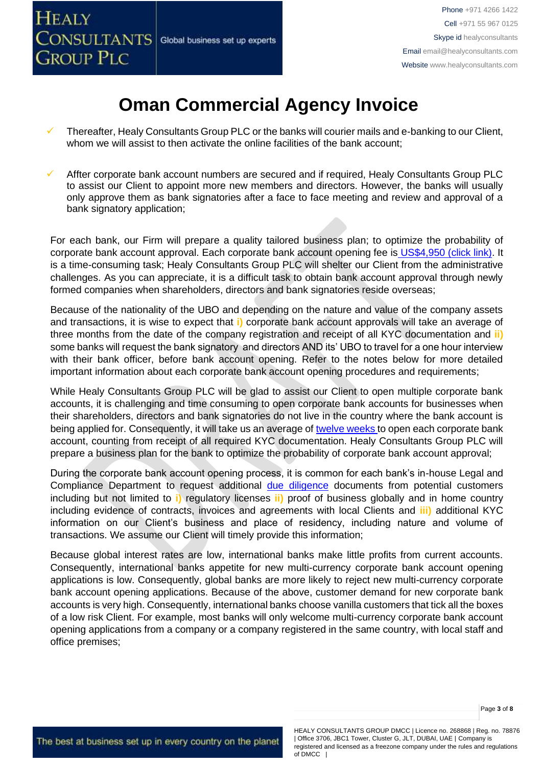# Oman Commercial Agency Invoice

- Thereafter, Healy Consultants Group PLC or the banks will courier mails and e-banking to our Client, whom we will assist to then activate the online facilities of the bank account;

- Affter corporate bank account numbers are secured and if required, Healy Consultants Group PLC to assist our Client to appoint more new members and directors. However, the banks will usually only approve them as bank signatories after a face to face meeting and review and approval of a bank signatory application;

For each bank, our Firm will prepare a quality tailored business plan; to optimize the probability of corporate bank account approval. Each corporate bank account opening fee is [US$4,950 (click link)](). It is a time-consuming task; Healy Consultants Group PLC will shelter our Client from the administrative challenges. As you can appreciate, it is a difficult task to obtain bank account approval through newly formed companies when shareholders, directors and bank signatories reside overseas;

Because of the nationality of the UBO and depending on the nature and value of the company assets and transactions, it is wise to expect that **i)** corporate bank account approvals will take an average of three months from the date of the company registration and receipt of all KYC documentation and **ii)** some banks will request the bank signatory and directors AND its' UBO to travel for a one hour interview with their bank officer, before bank account opening. Refer to the notes below for more detailed important information about each corporate bank account opening procedures and requirements;

While Healy Consultants Group PLC will be glad to assist our Client to open multiple corporate bank accounts, it is challenging and time consuming to open corporate bank accounts for businesses when their shareholders, directors and bank signatories do not live in the country where the bank account is being applied for. Consequently, it will take us an average of [twelve weeks]() to open each corporate bank account, counting from receipt of all required KYC documentation. Healy Consultants Group PLC will prepare a business plan for the bank to optimize the probability of corporate bank account approval;

During the corporate bank account opening process, it is common for each bank's in-house Legal and Compliance Department to request additional [due diligence]() documents from potential customers including but not limited to **i)** regulatory licenses **ii)** proof of business globally and in home country including evidence of contracts, invoices and agreements with local Clients and **iii)** additional KYC information on our Client's business and place of residency, including nature and volume of transactions. We assume our Client will timely provide this information;

Because global interest rates are low, international banks make little profits from current accounts. Consequently, international banks appetite for new multi-currency corporate bank account opening applications is low. Consequently, global banks are more likely to reject new multi-currency corporate bank account opening applications. Because of the above, customer demand for new corporate bank accounts is very high. Consequently, international banks choose vanilla customers that tick all the boxes of a low risk Client. For example, most banks will only welcome multi-currency corporate bank account opening applications from a company or a company registered in the same country, with local staff and office premises;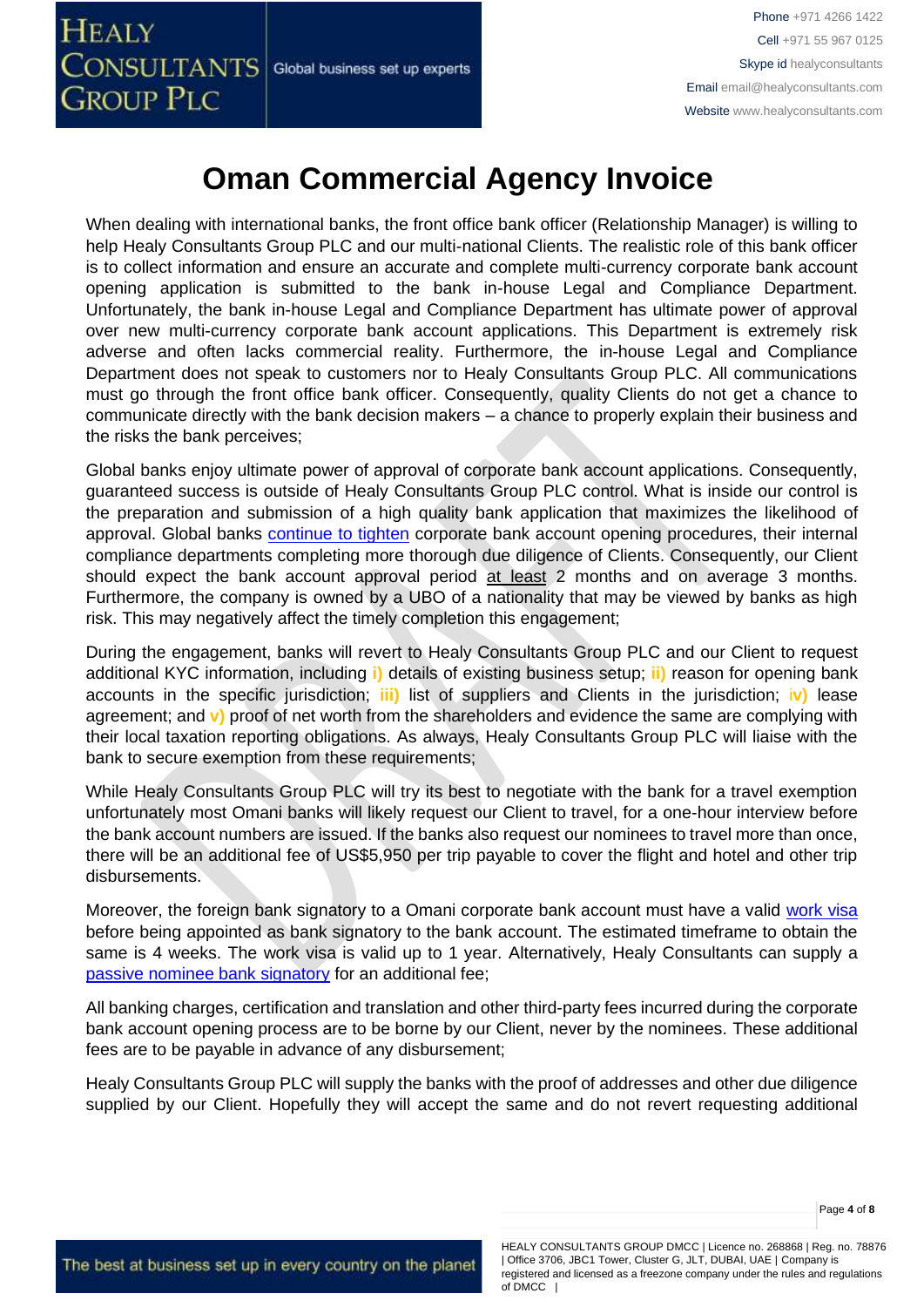# Oman Commercial Agency Invoice

When dealing with international banks, the front office bank officer (Relationship Manager) is willing to help Healy Consultants Group PLC and our multi-national Clients. The realistic role of this bank officer is to collect information and ensure an accurate and complete multi-currency corporate bank account opening application is submitted to the bank in-house Legal and Compliance Department. Unfortunately, the bank in-house Legal and Compliance Department has ultimate power of approval over new multi-currency corporate bank account applications. This Department is extremely risk adverse and often lacks commercial reality. Furthermore, the in-house Legal and Compliance Department does not speak to customers nor to Healy Consultants Group PLC. All communications must go through the front office bank officer. Consequently, quality Clients do not get a chance to communicate directly with the bank decision makers – a chance to properly explain their business and the risks the bank perceives;

Global banks enjoy ultimate power of approval of corporate bank account applications. Consequently, guaranteed success is outside of Healy Consultants Group PLC control. What is inside our control is the preparation and submission of a high quality bank application that maximizes the likelihood of approval. Global banks continue to tighten corporate bank account opening procedures, their internal compliance departments completing more thorough due diligence of Clients. Consequently, our Client should expect the bank account approval period at least 2 months and on average 3 months. Furthermore, the company is owned by a UBO of a nationality that may be viewed by banks as high risk. This may negatively affect the timely completion this engagement;

During the engagement, banks will revert to Healy Consultants Group PLC and our Client to request additional KYC information, including **i)** details of existing business setup; **ii)** reason for opening bank accounts in the specific jurisdiction; **iii)** list of suppliers and Clients in the jurisdiction; **iv)** lease agreement; and **v)** proof of net worth from the shareholders and evidence the same are complying with their local taxation reporting obligations. As always, Healy Consultants Group PLC will liaise with the bank to secure exemption from these requirements;

While Healy Consultants Group PLC will try its best to negotiate with the bank for a travel exemption unfortunately most Omani banks will likely request our Client to travel, for a one-hour interview before the bank account numbers are issued. If the banks also request our nominees to travel more than once, there will be an additional fee of US$5,950 per trip payable to cover the flight and hotel and other trip disbursements.

Moreover, the foreign bank signatory to a Omani corporate bank account must have a valid work visa before being appointed as bank signatory to the bank account. The estimated timeframe to obtain the same is 4 weeks. The work visa is valid up to 1 year. Alternatively, Healy Consultants Group PLC can supply a passive nominee bank signatory for an additional fee;

All banking charges, certification and translation and other third-party fees incurred during the corporate bank account opening process are to be borne by our Client, never by the nominees. These additional fees are to be payable in advance of any disbursement;

Healy Consultants Group PLC will supply the banks with the proof of addresses and other due diligence supplied by our Client. Hopefully they will accept the same and do not revert requesting additional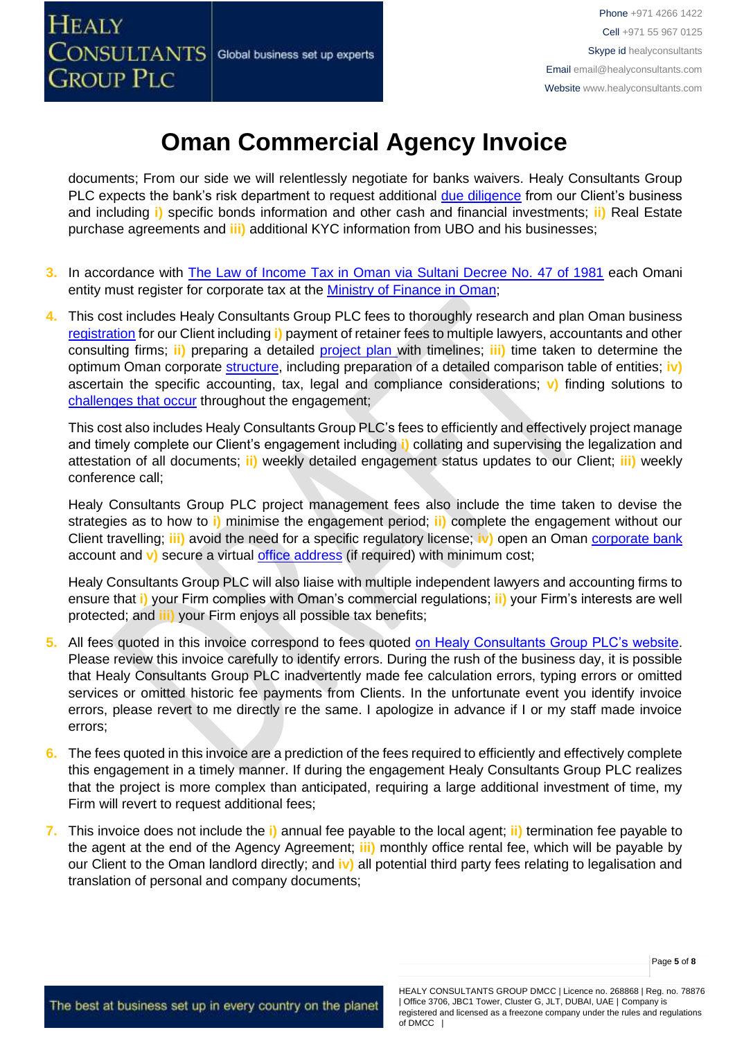# Oman Commercial Agency Invoice

documents; From our side we will relentlessly negotiate for banks waivers. Healy Consultants Group PLC expects the bank's risk department to request additional due diligence from our Client's business and including **i)** specific bonds information and other cash and financial investments; **ii)** Real Estate purchase agreements and **iii)** additional KYC information from UBO and his businesses;

3. In accordance with The Law of Income Tax in Oman via Sultani Decree No. 47 of 1981 each Omani entity must register for corporate tax at the Ministry of Finance in Oman;

4. This cost includes Healy Consultants Group PLC fees to thoroughly research and plan Oman business registration for our Client including **i)** payment of retainer fees to multiple lawyers, accountants and other consulting firms; **ii)** preparing a detailed project plan with timelines; **iii)** time taken to determine the optimum Oman corporate structure, including preparation of a detailed comparison table of entities; **iv)** ascertain the specific accounting, tax, legal and compliance considerations; **v)** finding solutions to challenges that occur throughout the engagement;

   This cost also includes Healy Consultants Group PLC's fees to efficiently and effectively project manage and timely complete our Client's engagement including **i)** collating and supervising the legalization and attestation of all documents; **ii)** weekly detailed engagement status updates to our Client; **iii)** weekly conference call;

   Healy Consultants Group PLC project management fees also include the time taken to devise the strategies as to how to **i)** minimise the engagement period; **ii)** complete the engagement without our Client travelling; **iii)** avoid the need for a specific regulatory license; **iv)** open an Oman corporate bank account and **v)** secure a virtual office address (if required) with minimum cost;

   Healy Consultants Group PLC will also liaise with multiple independent lawyers and accounting firms to ensure that **i)** your Firm complies with Oman's commercial regulations; **ii)** your Firm's interests are well protected; and **iii)** your Firm enjoys all possible tax benefits;

5. All fees quoted in this invoice correspond to fees quoted on Healy Consultants Group PLC's website. Please review this invoice carefully to identify errors. During the rush of the business day, it is possible that Healy Consultants Group PLC inadvertently made fee calculation errors, typing errors or omitted services or omitted historic fee payments from Clients. In the unfortunate event you identify invoice errors, please revert to me directly re the same. I apologize in advance if I or my staff made invoice errors;

6. The fees quoted in this invoice are a prediction of the fees required to efficiently and effectively complete this engagement in a timely manner. If during the engagement Healy Consultants Group PLC realizes that the project is more complex than anticipated, requiring a large additional investment of time, my Firm will revert to request additional fees;

7. This invoice does not include the **i)** annual fee payable to the local agent; **ii)** termination fee payable to the agent at the end of the Agency Agreement; **iii)** monthly office rental fee, which will be payable by our Client to the Oman landlord directly; and **iv)** all potential third party fees relating to legalisation and translation of personal and company documents;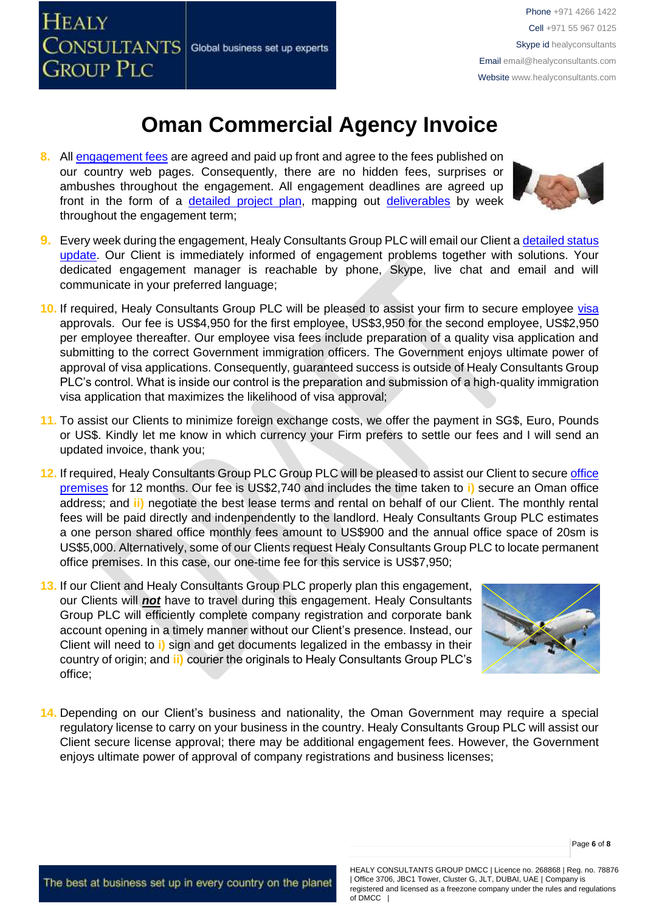# Oman Commercial Agency Invoice

8. All engagement fees are agreed and paid up front and agree to the fees published on our country web pages. Consequently, there are no hidden fees, surprises or ambushes throughout the engagement. All engagement deadlines are agreed up front in the form of a detailed project plan, mapping out deliverables by week throughout the engagement term;

9. Every week during the engagement, Healy Consultants Group PLC will email our Client a detailed status update. Our Client is immediately informed of engagement problems together with solutions. Your dedicated engagement manager is reachable by phone, Skype, live chat and email and will communicate in your preferred language;

10. If required, Healy Consultants Group PLC will be pleased to assist your firm to secure employee visa approvals. Our fee is US$4,950 for the first employee, US$3,950 for the second employee, US$2,950 per employee thereafter. Our employee visa fees include preparation of a quality visa application and submitting to the correct Government immigration officers. The Government enjoys ultimate power of approval of visa applications. Consequently, guaranteed success is outside of Healy Consultants Group PLC's control. What is inside our control is the preparation and submission of a high-quality immigration visa application that maximizes the likelihood of visa approval;

11. To assist our Clients to minimize foreign exchange costs, we offer the payment in SG$, Euro, Pounds or US$. Kindly let me know in which currency your Firm prefers to settle our fees and I will send an updated invoice, thank you;

12. If required, Healy Consultants Group PLC Group PLC will be pleased to assist our Client to secure office premises for 12 months. Our fee is US$2,740 and includes the time taken to i) secure an Oman office address; and ii) negotiate the best lease terms and rental on behalf of our Client. The monthly rental fees will be paid directly and indenpendently to the landlord. Healy Consultants Group PLC estimates a one person shared office monthly fees amount to US$900 and the annual office space of 20sm is US$5,000. Alternatively, some of our Clients request Healy Consultants Group PLC to locate permanent office premises. In this case, our one-time fee for this service is US$7,950;

13. If our Client and Healy Consultants Group PLC properly plan this engagement, our Clients will ***not*** have to travel during this engagement. Healy Consultants Group PLC will efficiently complete company registration and corporate bank account opening in a timely manner without our Client's presence. Instead, our Client will need to i) sign and get documents legalized in the embassy in their country of origin; and ii) courier the originals to Healy Consultants Group PLC's office;

14. Depending on our Client's business and nationality, the Oman Government may require a special regulatory license to carry on your business in the country. Healy Consultants Group PLC will assist our Client secure license approval; there may be additional engagement fees. However, the Government enjoys ultimate power of approval of company registrations and business licenses;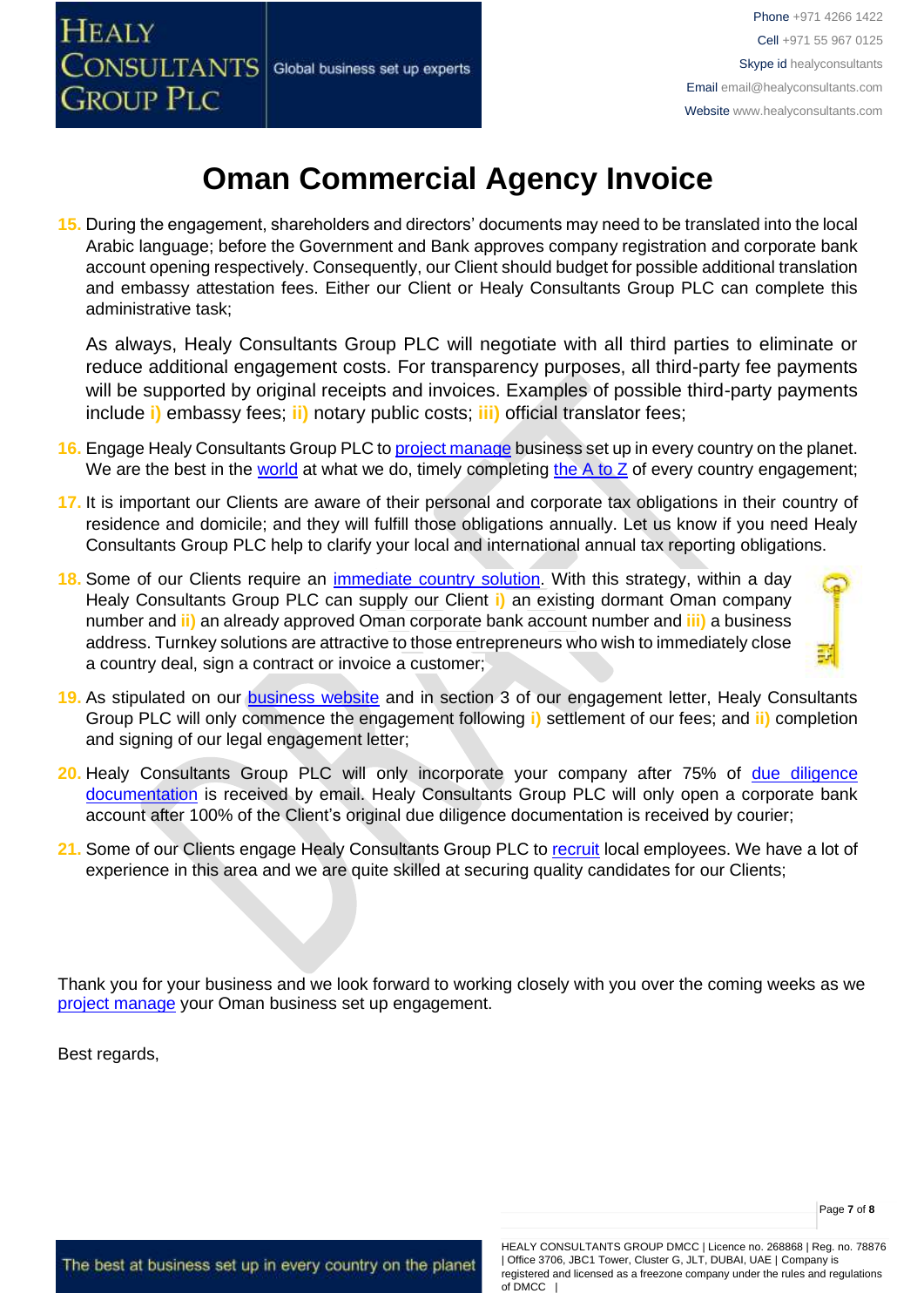# Oman Commercial Agency Invoice

15. During the engagement, shareholders and directors' documents may need to be translated into the local Arabic language; before the Government and Bank approves company registration and corporate bank account opening respectively. Consequently, our Client should budget for possible additional translation and embassy attestation fees. Either our Client or Healy Consultants Group PLC can complete this administrative task;

    As always, Healy Consultants Group PLC will negotiate with all third parties to eliminate or reduce additional engagement costs. For transparency purposes, all third-party fee payments will be supported by original receipts and invoices. Examples of possible third-party payments include **i)** embassy fees; **ii)** notary public costs; **iii)** official translator fees;

16. Engage Healy Consultants Group PLC to project manage business set up in every country on the planet. We are the best in the world at what we do, timely completing the A to Z of every country engagement;

17. It is important our Clients are aware of their personal and corporate tax obligations in their country of residence and domicile; and they will fulfill those obligations annually. Let us know if you need Healy Consultants Group PLC help to clarify your local and international annual tax reporting obligations.

18. Some of our Clients require an immediate country solution. With this strategy, within a day Healy Consultants Group PLC can supply our Client **i)** an existing dormant Oman company number and **ii)** an already approved Oman corporate bank account number and **iii)** a business address. Turnkey solutions are attractive to those entrepreneurs who wish to immediately close a country deal, sign a contract or invoice a customer;

19. As stipulated on our business website and in section 3 of our engagement letter, Healy Consultants Group PLC will only commence the engagement following **i)** settlement of our fees; and **ii)** completion and signing of our legal engagement letter;

20. Healy Consultants Group PLC will only incorporate your company after 75% of due diligence documentation is received by email. Healy Consultants Group PLC will only open a corporate bank account after 100% of the Client's original due diligence documentation is received by courier;

21. Some of our Clients engage Healy Consultants Group PLC to recruit local employees. We have a lot of experience in this area and we are quite skilled at securing quality candidates for our Clients;

Thank you for your business and we look forward to working closely with you over the coming weeks as we project manage your Oman business set up engagement.

Best regards,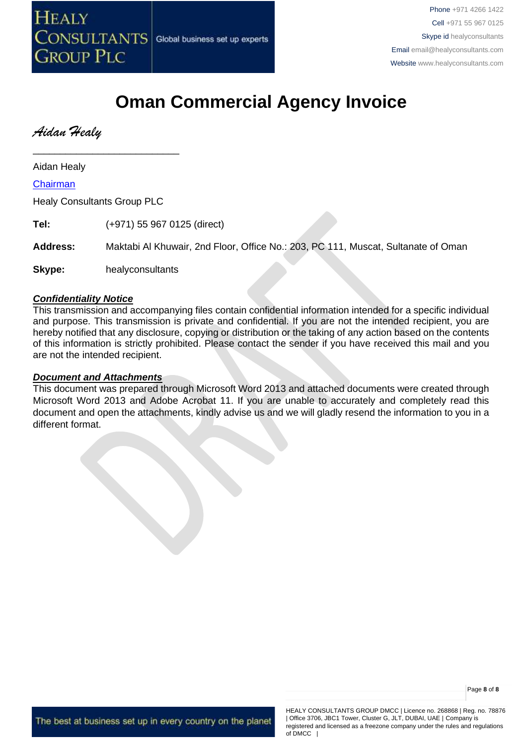# Oman Commercial Agency Invoice

*Aidan Healy*

\_\_\_\_\_\_\_\_\_\_\_\_\_\_\_\_\_\_\_\_\_\_\_\_\_\_\_\_

Aidan Healy

Chairman

Healy Consultants Group PLC

**Tel:** (+971) 55 967 0125 (direct)

**Address:** Maktabi Al Khuwair, 2nd Floor, Office No.: 203, PC 111, Muscat, Sultanate of Oman

**Skype:** healyconsultants

***Confidentiality Notice***

This transmission and accompanying files contain confidential information intended for a specific individual and purpose. This transmission is private and confidential. If you are not the intended recipient, you are hereby notified that any disclosure, copying or distribution or the taking of any action based on the contents of this information is strictly prohibited. Please contact the sender if you have received this mail and you are not the intended recipient.

***Document and Attachments***

This document was prepared through Microsoft Word 2013 and attached documents were created through Microsoft Word 2013 and Adobe Acrobat 11. If you are unable to accurately and completely read this document and open the attachments, kindly advise us and we will gladly resend the information to you in a different format.